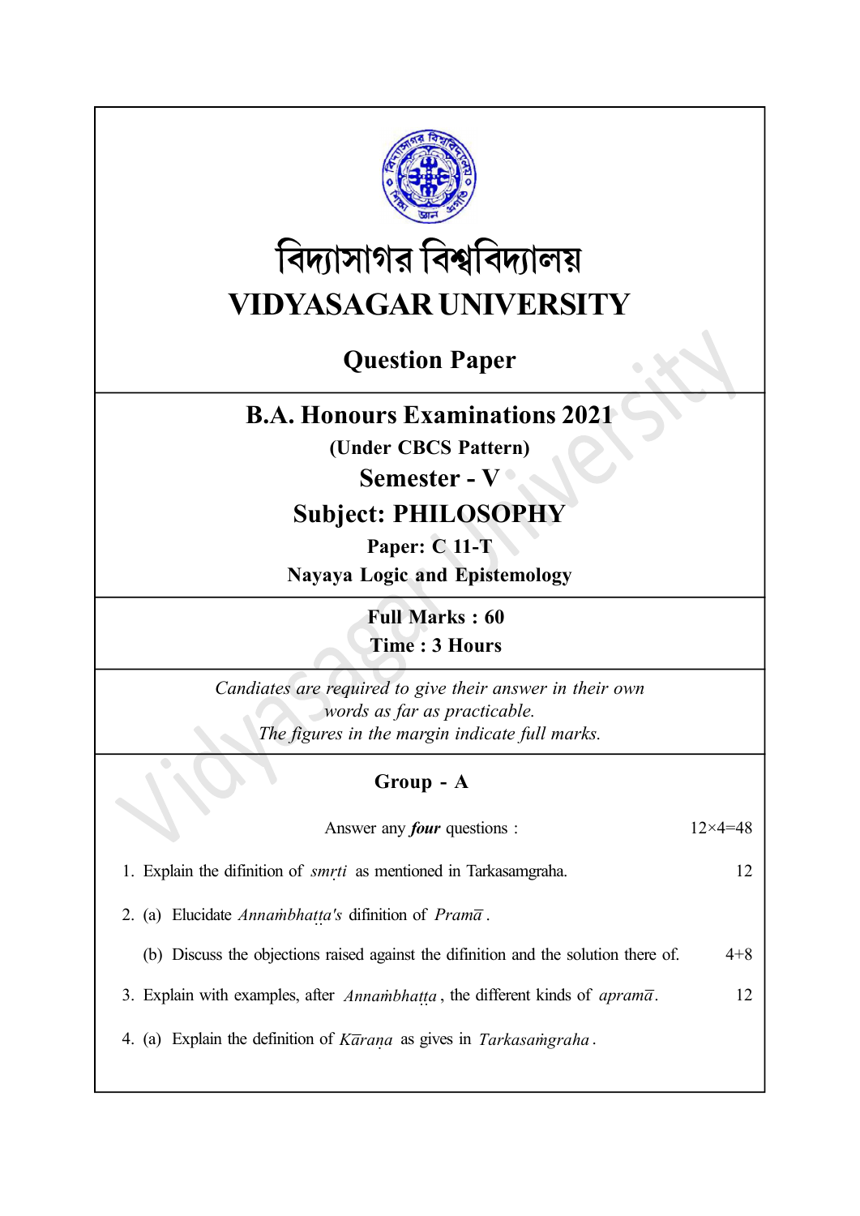# বিদ্যাসাগর বিশ্ববিদ্যালয়

# VIDYASAGAR UNIVERSITY

## Question Paper

## B.A. Honours Examinations 2021

**(Under CBCS Pattern)**

## Semester - V

## Subject: PHILOSOPHY

**Paper: C 11-T**

**Nayaya Logic and Epistemology**

**Full Marks : 60**

**Time : 3 Hours**

*Candiates are required to give their answer in their own words as far as practicable.*

*The figures in the margin indicate full marks.*

### Group - A

Answer any ***four*** questions : 12×4=48

1. Explain the difinition of *smṛti* as mentioned in Tarkasamgraha. 12

2. (a) Elucidate *Annaṁbhaṭṭa's* difinition of *Pramā*.

   (b) Discuss the objections raised against the difinition and the solution there of. 4+8

3. Explain with examples, after *Annaṁbhaṭṭa*, the different kinds of *apramā*. 12

4. (a) Explain the definition of *Kāraṇa* as gives in *Tarkasaṁgraha*.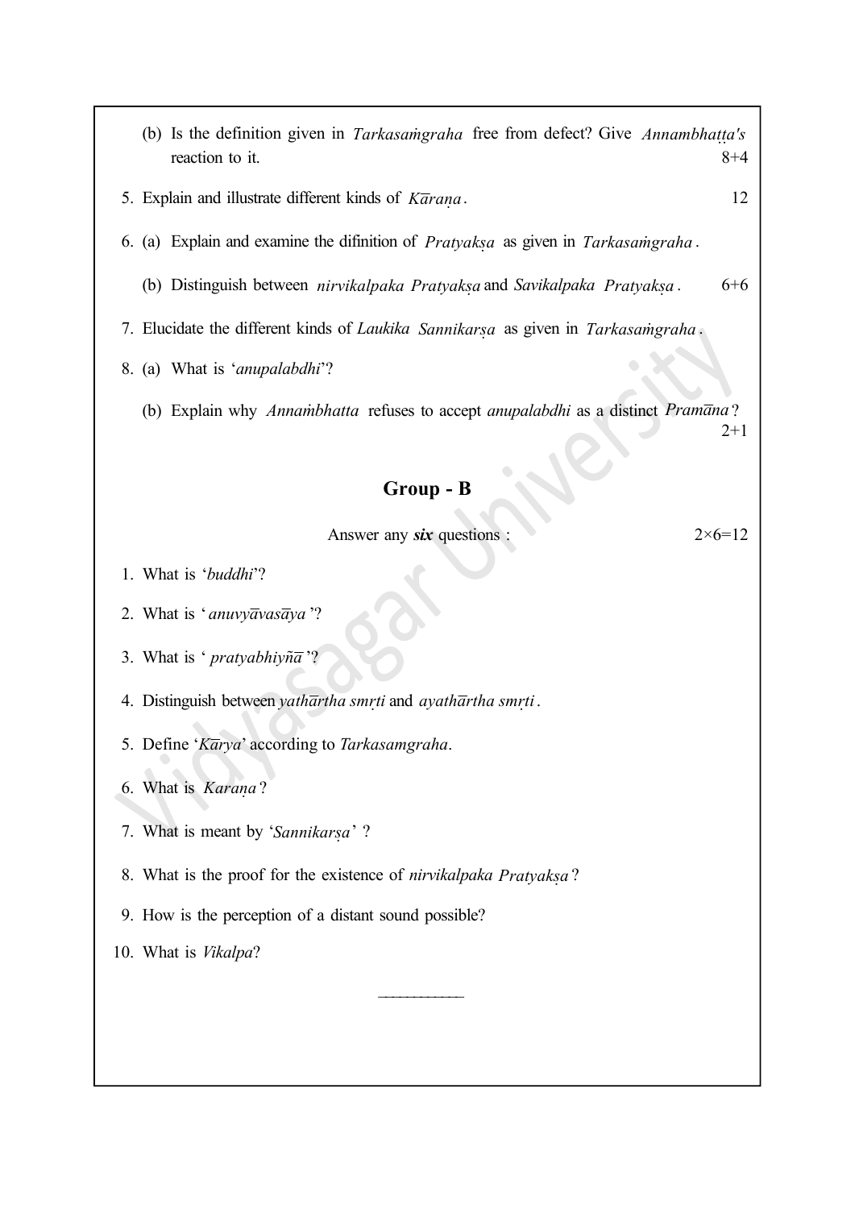(b) Is the definition given in *Tarkasaṁgraha* free from defect? Give *Annambhaṭṭa's* reaction to it. 8+4

5. Explain and illustrate different kinds of *Kāraṇa*. 12

6. (a) Explain and examine the difinition of *Pratyakṣa* as given in *Tarkasaṁgraha*.

   (b) Distinguish between *nirvikalpaka Pratyakṣa* and *Savikalpaka Pratyakṣa*. 6+6

7. Elucidate the different kinds of *Laukika Sannikarṣa* as given in *Tarkasaṁgraha*.

8. (a) What is '*anupalabdhi*'?

   (b) Explain why *Annaṁbhatta* refuses to accept *anupalabdhi* as a distinct *Pramāna*? 2+1

## Group - B

Answer any ***six*** questions : 2×6=12

1. What is '*buddhi*'?
2. What is '*anuvyāvasāya*'?
3. What is '*pratyabhiyñā*'?
4. Distinguish between *yathārtha smṛti* and *ayathārtha smṛti*.
5. Define '*Kārya*' according to *Tarkasamgraha*.
6. What is *Karaṇa*?
7. What is meant by '*Sannikarṣa*' ?
8. What is the proof for the existence of *nirvikalpaka Pratyakṣa*?
9. How is the perception of a distant sound possible?
10. What is *Vikalpa*?

———————